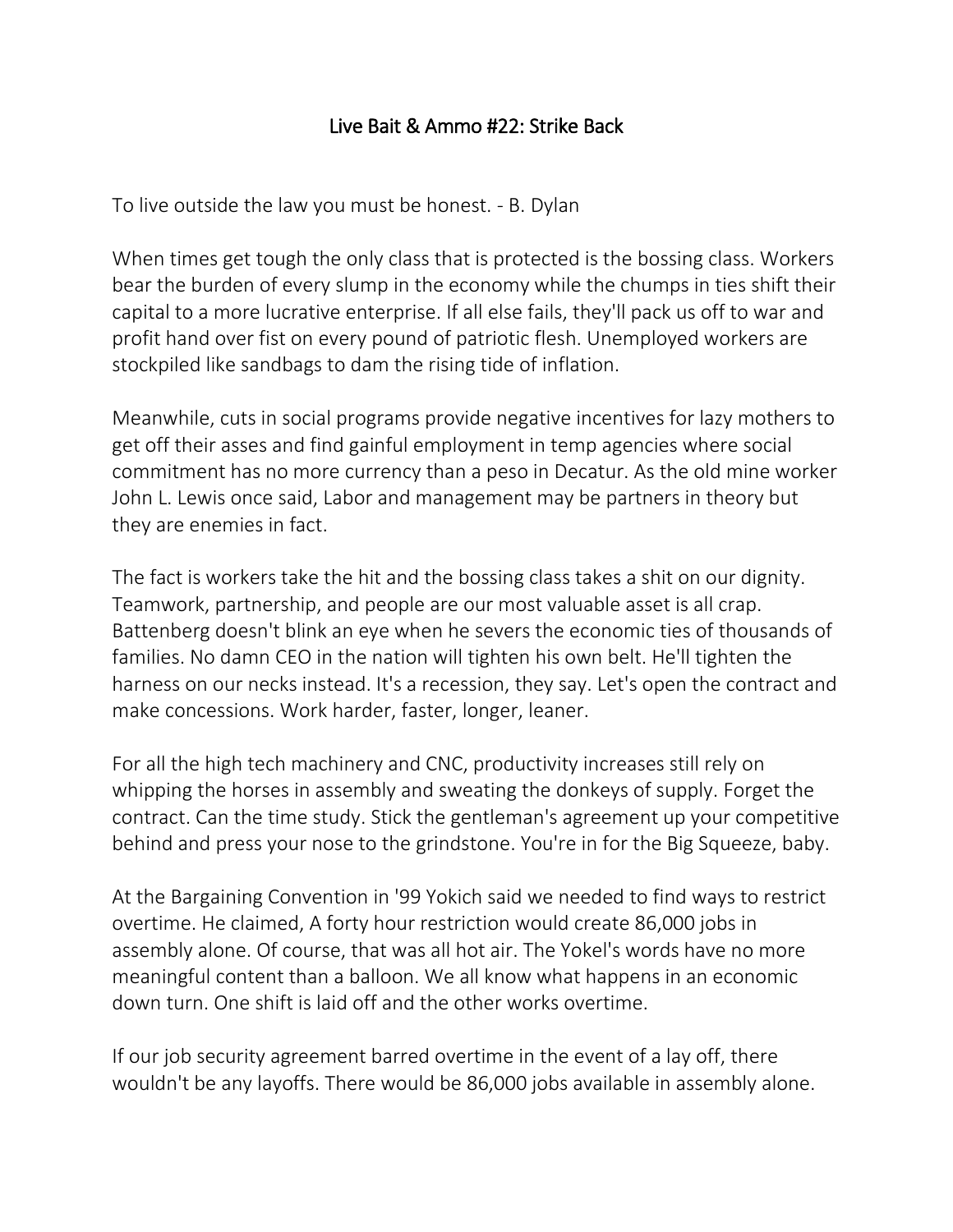# Live Bait & Ammo #22: Strike Back

To live outside the law you must be honest. - B. Dylan

When times get tough the only class that is protected is the bossing class. Workers bear the burden of every slump in the economy while the chumps in ties shift their capital to a more lucrative enterprise. If all else fails, they'll pack us off to war and profit hand over fist on every pound of patriotic flesh. Unemployed workers are stockpiled like sandbags to dam the rising tide of inflation.

Meanwhile, cuts in social programs provide negative incentives for lazy mothers to get off their asses and find gainful employment in temp agencies where social commitment has no more currency than a peso in Decatur. As the old mine worker John L. Lewis once said, Labor and management may be partners in theory but they are enemies in fact.

The fact is workers take the hit and the bossing class takes a shit on our dignity. Teamwork, partnership, and people are our most valuable asset is all crap. Battenberg doesn't blink an eye when he severs the economic ties of thousands of families. No damn CEO in the nation will tighten his own belt. He'll tighten the harness on our necks instead. It's a recession, they say. Let's open the contract and make concessions. Work harder, faster, longer, leaner.

For all the high tech machinery and CNC, productivity increases still rely on whipping the horses in assembly and sweating the donkeys of supply. Forget the contract. Can the time study. Stick the gentleman's agreement up your competitive behind and press your nose to the grindstone. You're in for the Big Squeeze, baby.

At the Bargaining Convention in '99 Yokich said we needed to find ways to restrict overtime. He claimed, A forty hour restriction would create 86,000 jobs in assembly alone. Of course, that was all hot air. The Yokel's words have no more meaningful content than a balloon. We all know what happens in an economic down turn. One shift is laid off and the other works overtime.

If our job security agreement barred overtime in the event of a lay off, there wouldn't be any layoffs. There would be 86,000 jobs available in assembly alone.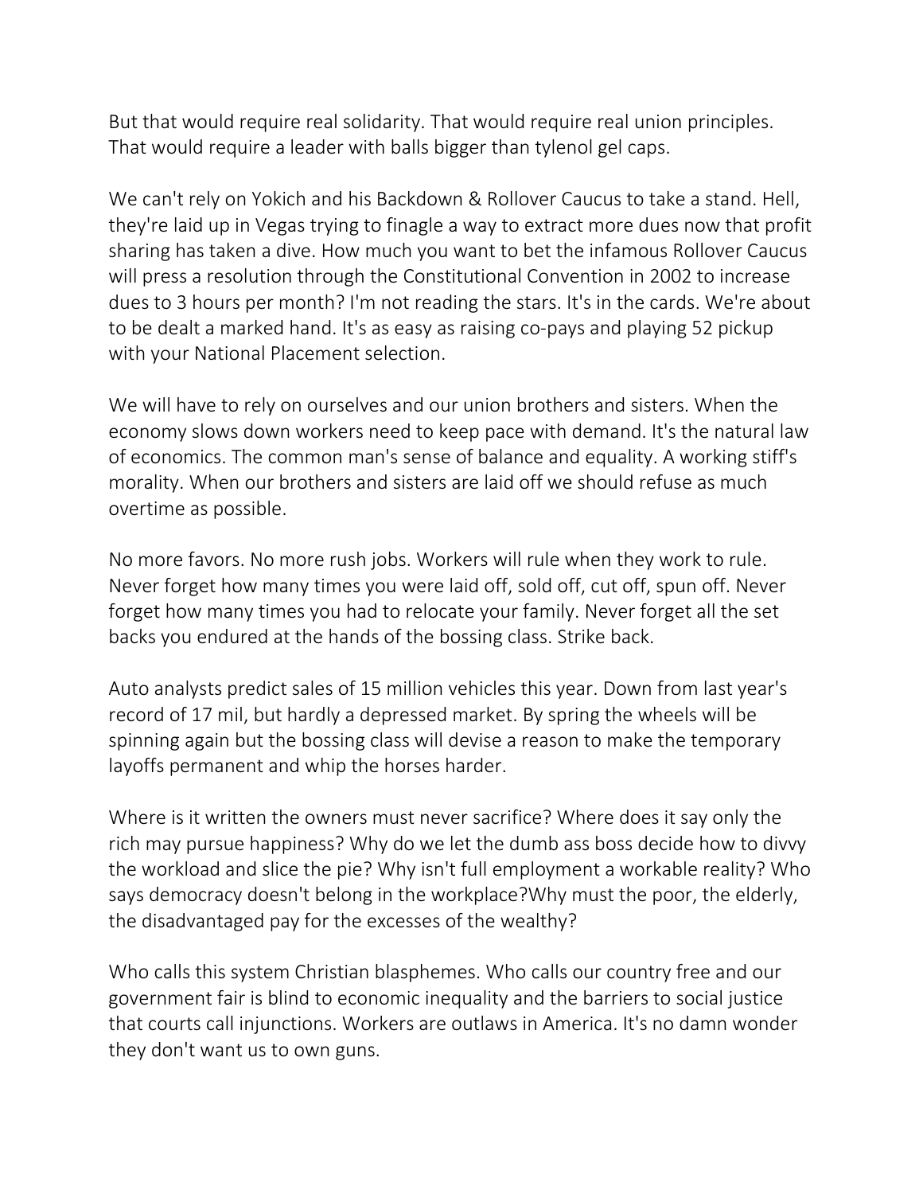But that would require real solidarity. That would require real union principles. That would require a leader with balls bigger than tylenol gel caps.

We can't rely on Yokich and his Backdown & Rollover Caucus to take a stand. Hell, they're laid up in Vegas trying to finagle a way to extract more dues now that profit sharing has taken a dive. How much you want to bet the infamous Rollover Caucus will press a resolution through the Constitutional Convention in 2002 to increase dues to 3 hours per month? I'm not reading the stars. It's in the cards. We're about to be dealt a marked hand. It's as easy as raising co-pays and playing 52 pickup with your National Placement selection.

We will have to rely on ourselves and our union brothers and sisters. When the economy slows down workers need to keep pace with demand. It's the natural law of economics. The common man's sense of balance and equality. A working stiff's morality. When our brothers and sisters are laid off we should refuse as much overtime as possible.

No more favors. No more rush jobs. Workers will rule when they work to rule. Never forget how many times you were laid off, sold off, cut off, spun off. Never forget how many times you had to relocate your family. Never forget all the set backs you endured at the hands of the bossing class. Strike back.

Auto analysts predict sales of 15 million vehicles this year. Down from last year's record of 17 mil, but hardly a depressed market. By spring the wheels will be spinning again but the bossing class will devise a reason to make the temporary layoffs permanent and whip the horses harder.

Where is it written the owners must never sacrifice? Where does it say only the rich may pursue happiness? Why do we let the dumb ass boss decide how to divvy the workload and slice the pie? Why isn't full employment a workable reality? Who says democracy doesn't belong in the workplace?Why must the poor, the elderly, the disadvantaged pay for the excesses of the wealthy?

Who calls this system Christian blasphemes. Who calls our country free and our government fair is blind to economic inequality and the barriers to social justice that courts call injunctions. Workers are outlaws in America. It's no damn wonder they don't want us to own guns.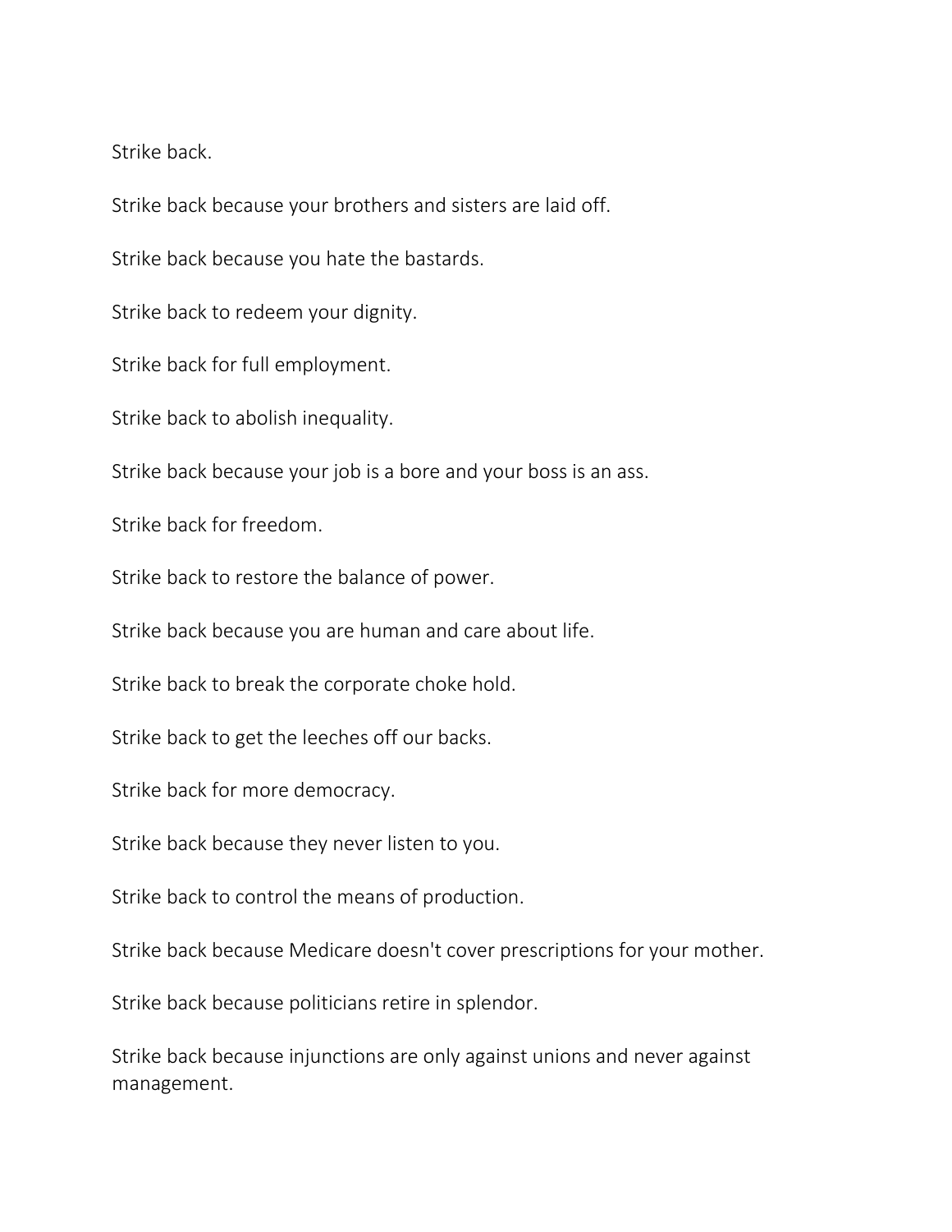Strike back.

Strike back because your brothers and sisters are laid off.

Strike back because you hate the bastards.

Strike back to redeem your dignity.

Strike back for full employment.

Strike back to abolish inequality.

Strike back because your job is a bore and your boss is an ass.

Strike back for freedom.

Strike back to restore the balance of power.

Strike back because you are human and care about life.

Strike back to break the corporate choke hold.

Strike back to get the leeches off our backs.

Strike back for more democracy.

Strike back because they never listen to you.

Strike back to control the means of production.

Strike back because Medicare doesn't cover prescriptions for your mother.

Strike back because politicians retire in splendor.

Strike back because injunctions are only against unions and never against management.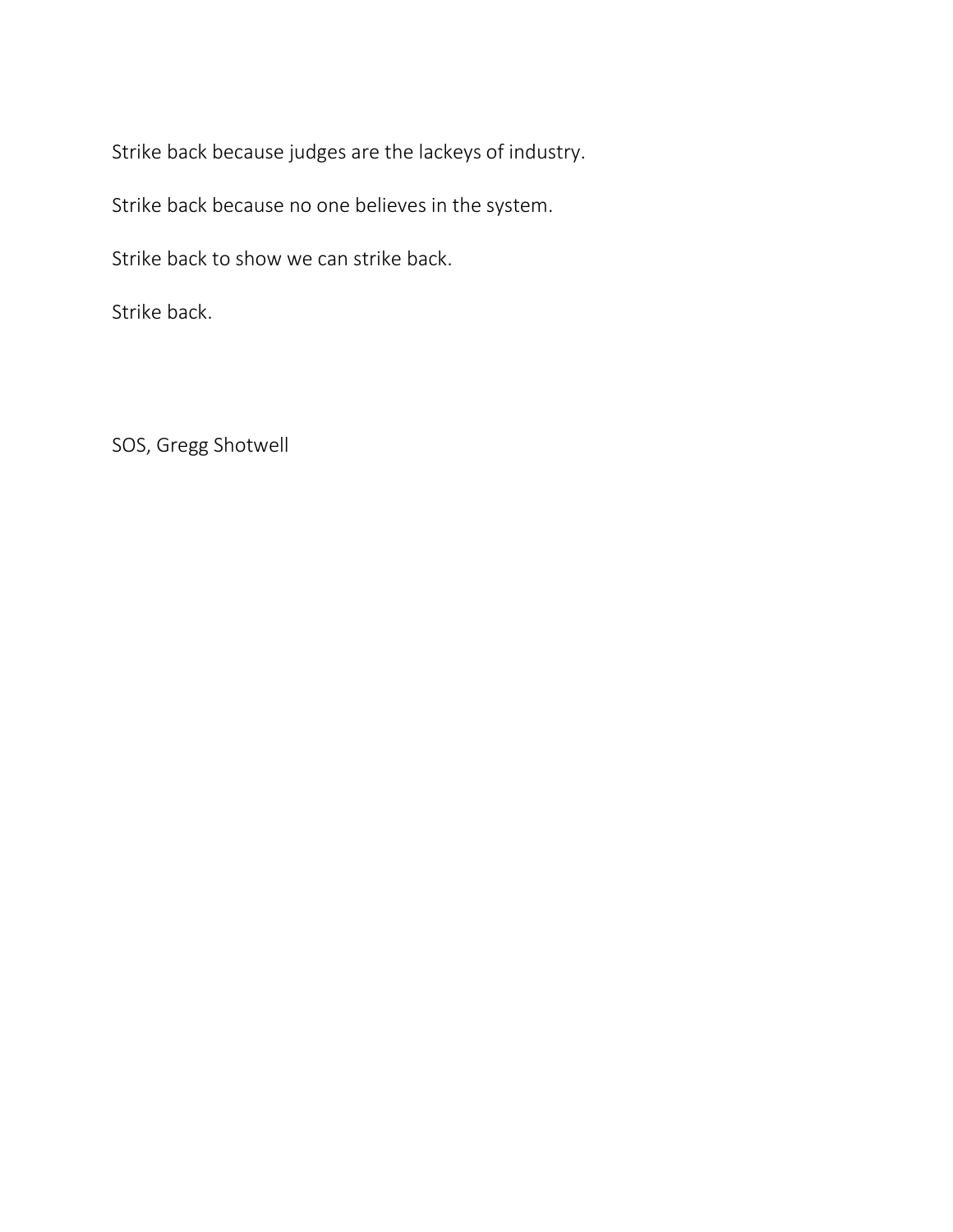Strike back because judges are the lackeys of industry.

Strike back because no one believes in the system.

Strike back to show we can strike back.

Strike back.

SOS, Gregg Shotwell